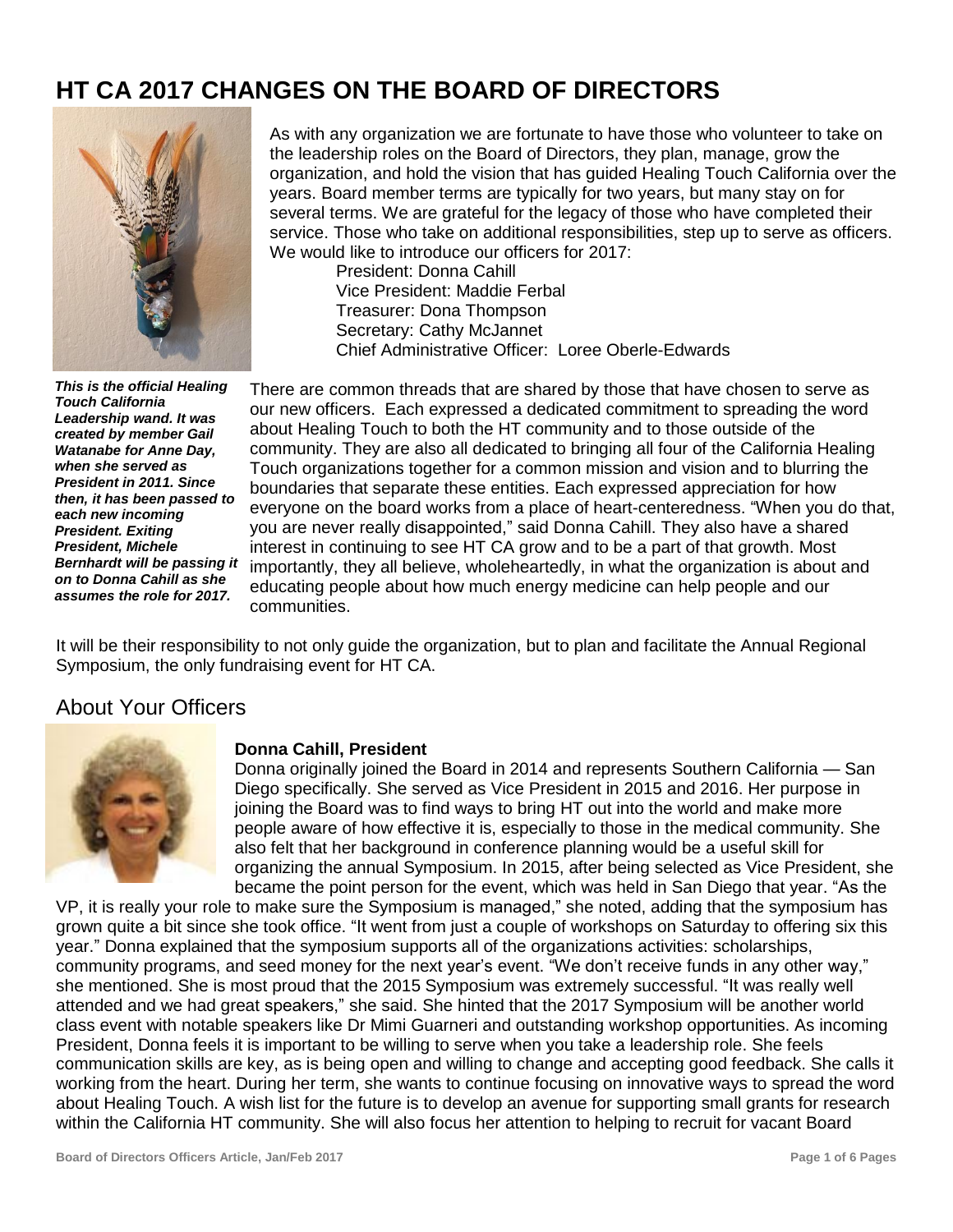# HT CA 2017 CHANGES ON THE BOARD OF DIRECTORS

As with any organization we are fortunate to have those who volunteer to take on the leadership roles on the Board of Directors, they plan, manage, grow the organization, and hold the vision that has guided Healing Touch California over the years. Board member terms are typically for two years, but many stay on for several terms. We are grateful for the legacy of those who have completed their service. Those who take on additional responsibilities, step up to serve as officers. We would like to introduce our officers for 2017:

President: Donna Cahill  
Vice President: Maddie Ferbal  
Treasurer: Dona Thompson  
Secretary: Cathy McJannet  
Chief Administrative Officer: Loree Oberle-Edwards

***This is the official Healing Touch California Leadership wand. It was created by member Gail Watanabe for Anne Day, when she served as President in 2011. Since then, it has been passed to each new incoming President. Exiting President, Michele Bernhardt will be passing it on to Donna Cahill as she assumes the role for 2017.***

There are common threads that are shared by those that have chosen to serve as our new officers. Each expressed a dedicated commitment to spreading the word about Healing Touch to both the HT community and to those outside of the community. They are also all dedicated to bringing all four of the California Healing Touch organizations together for a common mission and vision and to blurring the boundaries that separate these entities. Each expressed appreciation for how everyone on the board works from a place of heart-centeredness. "When you do that, you are never really disappointed," said Donna Cahill. They also have a shared interest in continuing to see HT CA grow and to be a part of that growth. Most importantly, they all believe, wholeheartedly, in what the organization is about and educating people about how much energy medicine can help people and our communities.

It will be their responsibility to not only guide the organization, but to plan and facilitate the Annual Regional Symposium, the only fundraising event for HT CA.

## About Your Officers

**Donna Cahill, President**

Donna originally joined the Board in 2014 and represents Southern California — San Diego specifically. She served as Vice President in 2015 and 2016. Her purpose in joining the Board was to find ways to bring HT out into the world and make more people aware of how effective it is, especially to those in the medical community. She also felt that her background in conference planning would be a useful skill for organizing the annual Symposium. In 2015, after being selected as Vice President, she became the point person for the event, which was held in San Diego that year. "As the VP, it is really your role to make sure the Symposium is managed," she noted, adding that the symposium has grown quite a bit since she took office. "It went from just a couple of workshops on Saturday to offering six this year." Donna explained that the symposium supports all of the organizations activities: scholarships, community programs, and seed money for the next year's event. "We don't receive funds in any other way," she mentioned. She is most proud that the 2015 Symposium was extremely successful. "It was really well attended and we had great speakers," she said. She hinted that the 2017 Symposium will be another world class event with notable speakers like Dr Mimi Guarneri and outstanding workshop opportunities. As incoming President, Donna feels it is important to be willing to serve when you take a leadership role. She feels communication skills are key, as is being open and willing to change and accepting good feedback. She calls it working from the heart. During her term, she wants to continue focusing on innovative ways to spread the word about Healing Touch. A wish list for the future is to develop an avenue for supporting small grants for research within the California HT community. She will also focus her attention to helping to recruit for vacant Board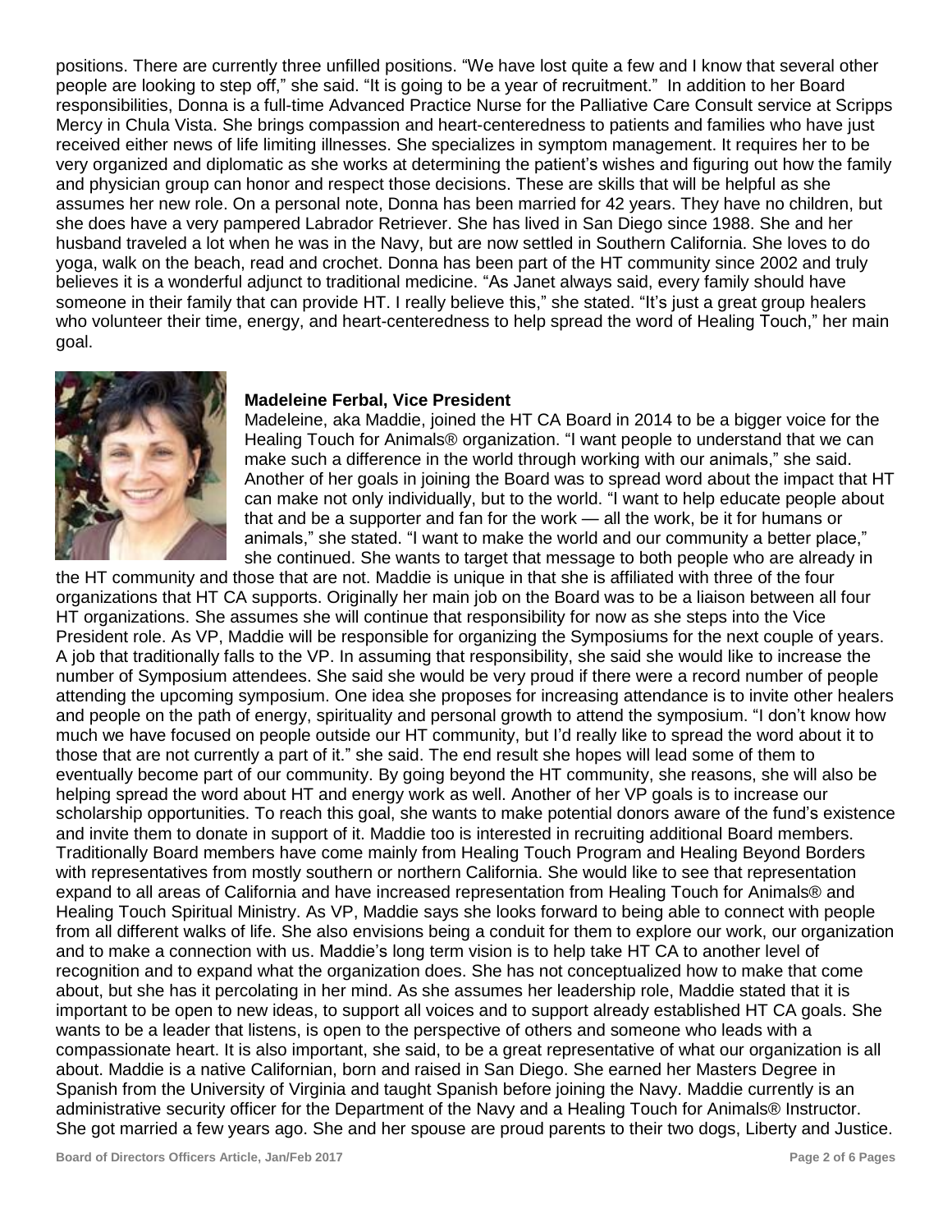positions. There are currently three unfilled positions. "We have lost quite a few and I know that several other people are looking to step off," she said. "It is going to be a year of recruitment." In addition to her Board responsibilities, Donna is a full-time Advanced Practice Nurse for the Palliative Care Consult service at Scripps Mercy in Chula Vista. She brings compassion and heart-centeredness to patients and families who have just received either news of life limiting illnesses. She specializes in symptom management. It requires her to be very organized and diplomatic as she works at determining the patient's wishes and figuring out how the family and physician group can honor and respect those decisions. These are skills that will be helpful as she assumes her new role. On a personal note, Donna has been married for 42 years. They have no children, but she does have a very pampered Labrador Retriever. She has lived in San Diego since 1988. She and her husband traveled a lot when he was in the Navy, but are now settled in Southern California. She loves to do yoga, walk on the beach, read and crochet. Donna has been part of the HT community since 2002 and truly believes it is a wonderful adjunct to traditional medicine. "As Janet always said, every family should have someone in their family that can provide HT. I really believe this," she stated. "It's just a great group healers who volunteer their time, energy, and heart-centeredness to help spread the word of Healing Touch," her main goal.

**Madeleine Ferbal, Vice President**

Madeleine, aka Maddie, joined the HT CA Board in 2014 to be a bigger voice for the Healing Touch for Animals® organization. "I want people to understand that we can make such a difference in the world through working with our animals," she said. Another of her goals in joining the Board was to spread word about the impact that HT can make not only individually, but to the world. "I want to help educate people about that and be a supporter and fan for the work — all the work, be it for humans or animals," she stated. "I want to make the world and our community a better place," she continued. She wants to target that message to both people who are already in the HT community and those that are not. Maddie is unique in that she is affiliated with three of the four organizations that HT CA supports. Originally her main job on the Board was to be a liaison between all four HT organizations. She assumes she will continue that responsibility for now as she steps into the Vice President role. As VP, Maddie will be responsible for organizing the Symposiums for the next couple of years. A job that traditionally falls to the VP. In assuming that responsibility, she said she would like to increase the number of Symposium attendees. She said she would be very proud if there were a record number of people attending the upcoming symposium. One idea she proposes for increasing attendance is to invite other healers and people on the path of energy, spirituality and personal growth to attend the symposium. "I don't know how much we have focused on people outside our HT community, but I'd really like to spread the word about it to those that are not currently a part of it." she said. The end result she hopes will lead some of them to eventually become part of our community. By going beyond the HT community, she reasons, she will also be helping spread the word about HT and energy work as well. Another of her VP goals is to increase our scholarship opportunities. To reach this goal, she wants to make potential donors aware of the fund's existence and invite them to donate in support of it. Maddie too is interested in recruiting additional Board members. Traditionally Board members have come mainly from Healing Touch Program and Healing Beyond Borders with representatives from mostly southern or northern California. She would like to see that representation expand to all areas of California and have increased representation from Healing Touch for Animals® and Healing Touch Spiritual Ministry. As VP, Maddie says she looks forward to being able to connect with people from all different walks of life. She also envisions being a conduit for them to explore our work, our organization and to make a connection with us. Maddie's long term vision is to help take HT CA to another level of recognition and to expand what the organization does. She has not conceptualized how to make that come about, but she has it percolating in her mind. As she assumes her leadership role, Maddie stated that it is important to be open to new ideas, to support all voices and to support already established HT CA goals. She wants to be a leader that listens, is open to the perspective of others and someone who leads with a compassionate heart. It is also important, she said, to be a great representative of what our organization is all about. Maddie is a native Californian, born and raised in San Diego. She earned her Masters Degree in Spanish from the University of Virginia and taught Spanish before joining the Navy. Maddie currently is an administrative security officer for the Department of the Navy and a Healing Touch for Animals® Instructor. She got married a few years ago. She and her spouse are proud parents to their two dogs, Liberty and Justice.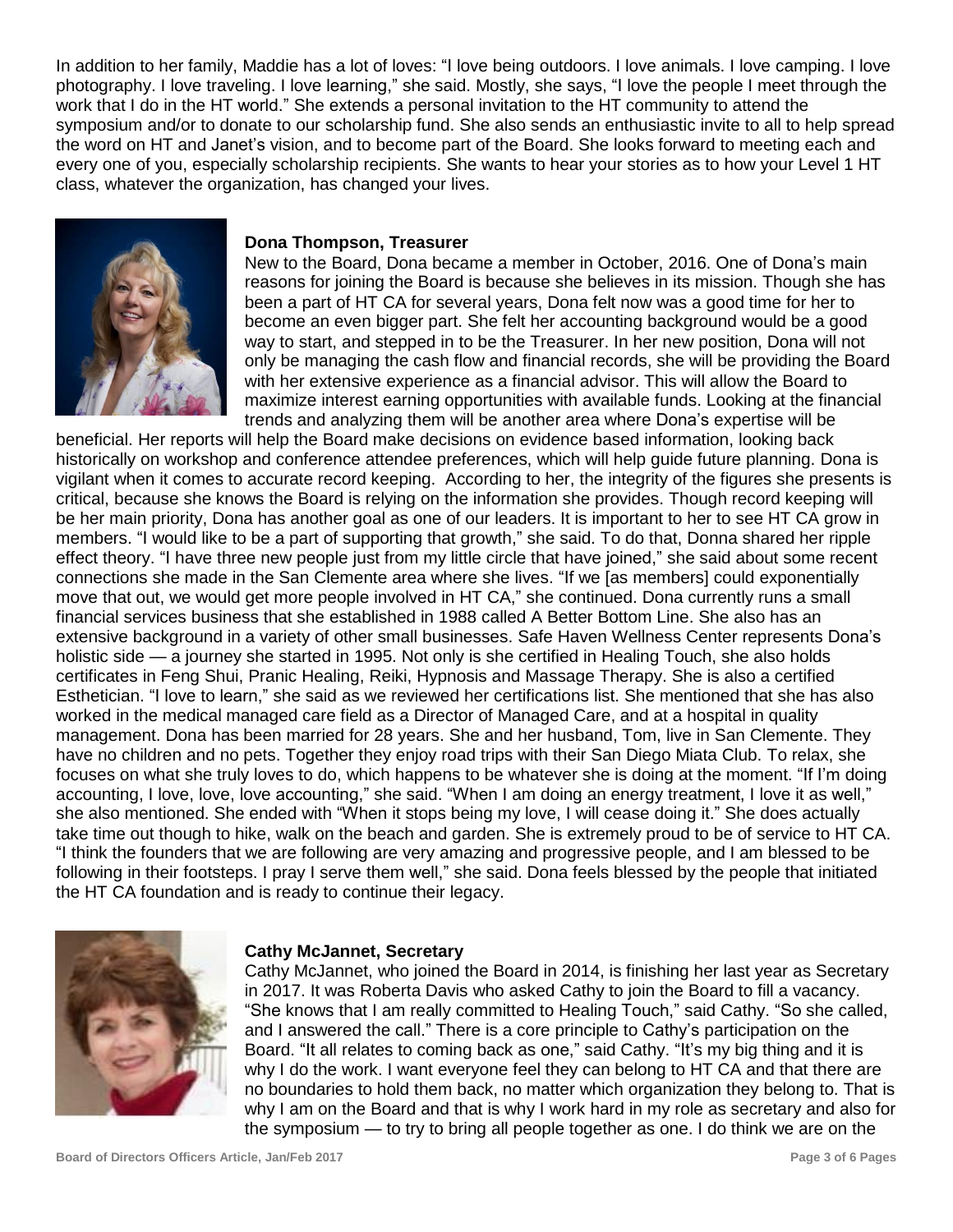In addition to her family, Maddie has a lot of loves: "I love being outdoors. I love animals. I love camping. I love photography. I love traveling. I love learning," she said. Mostly, she says, "I love the people I meet through the work that I do in the HT world." She extends a personal invitation to the HT community to attend the symposium and/or to donate to our scholarship fund. She also sends an enthusiastic invite to all to help spread the word on HT and Janet's vision, and to become part of the Board. She looks forward to meeting each and every one of you, especially scholarship recipients. She wants to hear your stories as to how your Level 1 HT class, whatever the organization, has changed your lives.

**Dona Thompson, Treasurer**

New to the Board, Dona became a member in October, 2016. One of Dona's main reasons for joining the Board is because she believes in its mission. Though she has been a part of HT CA for several years, Dona felt now was a good time for her to become an even bigger part. She felt her accounting background would be a good way to start, and stepped in to be the Treasurer. In her new position, Dona will not only be managing the cash flow and financial records, she will be providing the Board with her extensive experience as a financial advisor. This will allow the Board to maximize interest earning opportunities with available funds. Looking at the financial trends and analyzing them will be another area where Dona's expertise will be beneficial. Her reports will help the Board make decisions on evidence based information, looking back historically on workshop and conference attendee preferences, which will help guide future planning. Dona is vigilant when it comes to accurate record keeping. According to her, the integrity of the figures she presents is critical, because she knows the Board is relying on the information she provides. Though record keeping will be her main priority, Dona has another goal as one of our leaders. It is important to her to see HT CA grow in members. "I would like to be a part of supporting that growth," she said. To do that, Donna shared her ripple effect theory. "I have three new people just from my little circle that have joined," she said about some recent connections she made in the San Clemente area where she lives. "If we [as members] could exponentially move that out, we would get more people involved in HT CA," she continued. Dona currently runs a small financial services business that she established in 1988 called A Better Bottom Line. She also has an extensive background in a variety of other small businesses. Safe Haven Wellness Center represents Dona's holistic side — a journey she started in 1995. Not only is she certified in Healing Touch, she also holds certificates in Feng Shui, Pranic Healing, Reiki, Hypnosis and Massage Therapy. She is also a certified Esthetician. "I love to learn," she said as we reviewed her certifications list. She mentioned that she has also worked in the medical managed care field as a Director of Managed Care, and at a hospital in quality management. Dona has been married for 28 years. She and her husband, Tom, live in San Clemente. They have no children and no pets. Together they enjoy road trips with their San Diego Miata Club. To relax, she focuses on what she truly loves to do, which happens to be whatever she is doing at the moment. "If I'm doing accounting, I love, love, love accounting," she said. "When I am doing an energy treatment, I love it as well," she also mentioned. She ended with "When it stops being my love, I will cease doing it." She does actually take time out though to hike, walk on the beach and garden. She is extremely proud to be of service to HT CA. "I think the founders that we are following are very amazing and progressive people, and I am blessed to be following in their footsteps. I pray I serve them well," she said. Dona feels blessed by the people that initiated the HT CA foundation and is ready to continue their legacy.

**Cathy McJannet, Secretary**

Cathy McJannet, who joined the Board in 2014, is finishing her last year as Secretary in 2017. It was Roberta Davis who asked Cathy to join the Board to fill a vacancy. "She knows that I am really committed to Healing Touch," said Cathy. "So she called, and I answered the call." There is a core principle to Cathy's participation on the Board. "It all relates to coming back as one," said Cathy. "It's my big thing and it is why I do the work. I want everyone feel they can belong to HT CA and that there are no boundaries to hold them back, no matter which organization they belong to. That is why I am on the Board and that is why I work hard in my role as secretary and also for the symposium — to try to bring all people together as one. I do think we are on the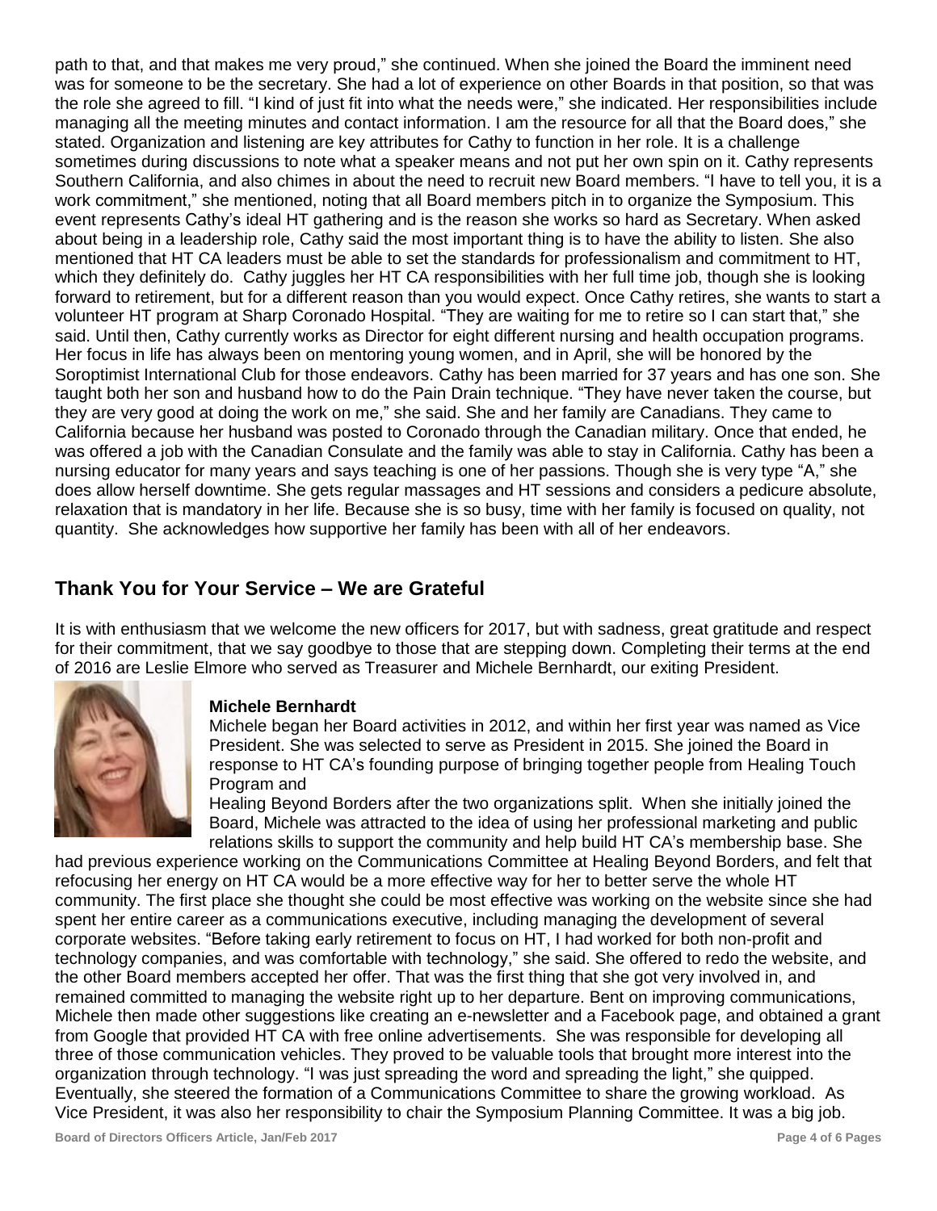path to that, and that makes me very proud," she continued. When she joined the Board the imminent need was for someone to be the secretary. She had a lot of experience on other Boards in that position, so that was the role she agreed to fill. "I kind of just fit into what the needs were," she indicated. Her responsibilities include managing all the meeting minutes and contact information. I am the resource for all that the Board does," she stated. Organization and listening are key attributes for Cathy to function in her role. It is a challenge sometimes during discussions to note what a speaker means and not put her own spin on it. Cathy represents Southern California, and also chimes in about the need to recruit new Board members. "I have to tell you, it is a work commitment," she mentioned, noting that all Board members pitch in to organize the Symposium. This event represents Cathy's ideal HT gathering and is the reason she works so hard as Secretary. When asked about being in a leadership role, Cathy said the most important thing is to have the ability to listen. She also mentioned that HT CA leaders must be able to set the standards for professionalism and commitment to HT, which they definitely do. Cathy juggles her HT CA responsibilities with her full time job, though she is looking forward to retirement, but for a different reason than you would expect. Once Cathy retires, she wants to start a volunteer HT program at Sharp Coronado Hospital. "They are waiting for me to retire so I can start that," she said. Until then, Cathy currently works as Director for eight different nursing and health occupation programs. Her focus in life has always been on mentoring young women, and in April, she will be honored by the Soroptimist International Club for those endeavors. Cathy has been married for 37 years and has one son. She taught both her son and husband how to do the Pain Drain technique. "They have never taken the course, but they are very good at doing the work on me," she said. She and her family are Canadians. They came to California because her husband was posted to Coronado through the Canadian military. Once that ended, he was offered a job with the Canadian Consulate and the family was able to stay in California. Cathy has been a nursing educator for many years and says teaching is one of her passions. Though she is very type "A," she does allow herself downtime. She gets regular massages and HT sessions and considers a pedicure absolute, relaxation that is mandatory in her life. Because she is so busy, time with her family is focused on quality, not quantity. She acknowledges how supportive her family has been with all of her endeavors.

## Thank You for Your Service – We are Grateful

It is with enthusiasm that we welcome the new officers for 2017, but with sadness, great gratitude and respect for their commitment, that we say goodbye to those that are stepping down. Completing their terms at the end of 2016 are Leslie Elmore who served as Treasurer and Michele Bernhardt, our exiting President.

**Michele Bernhardt**

Michele began her Board activities in 2012, and within her first year was named as Vice President. She was selected to serve as President in 2015. She joined the Board in response to HT CA's founding purpose of bringing together people from Healing Touch Program and Healing Beyond Borders after the two organizations split. When she initially joined the Board, Michele was attracted to the idea of using her professional marketing and public relations skills to support the community and help build HT CA's membership base. She had previous experience working on the Communications Committee at Healing Beyond Borders, and felt that refocusing her energy on HT CA would be a more effective way for her to better serve the whole HT community. The first place she thought she could be most effective was working on the website since she had spent her entire career as a communications executive, including managing the development of several corporate websites. "Before taking early retirement to focus on HT, I had worked for both non-profit and technology companies, and was comfortable with technology," she said. She offered to redo the website, and the other Board members accepted her offer. That was the first thing that she got very involved in, and remained committed to managing the website right up to her departure. Bent on improving communications, Michele then made other suggestions like creating an e-newsletter and a Facebook page, and obtained a grant from Google that provided HT CA with free online advertisements. She was responsible for developing all three of those communication vehicles. They proved to be valuable tools that brought more interest into the organization through technology. "I was just spreading the word and spreading the light," she quipped. Eventually, she steered the formation of a Communications Committee to share the growing workload. As Vice President, it was also her responsibility to chair the Symposium Planning Committee. It was a big job.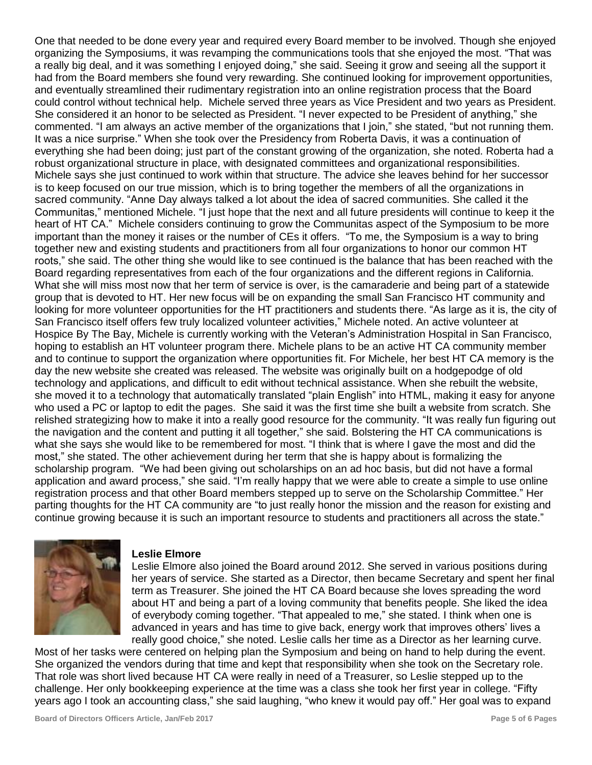One that needed to be done every year and required every Board member to be involved. Though she enjoyed organizing the Symposiums, it was revamping the communications tools that she enjoyed the most. "That was a really big deal, and it was something I enjoyed doing," she said. Seeing it grow and seeing all the support it had from the Board members she found very rewarding. She continued looking for improvement opportunities, and eventually streamlined their rudimentary registration into an online registration process that the Board could control without technical help. Michele served three years as Vice President and two years as President. She considered it an honor to be selected as President. "I never expected to be President of anything," she commented. "I am always an active member of the organizations that I join," she stated, "but not running them. It was a nice surprise." When she took over the Presidency from Roberta Davis, it was a continuation of everything she had been doing; just part of the constant growing of the organization, she noted. Roberta had a robust organizational structure in place, with designated committees and organizational responsibilities. Michele says she just continued to work within that structure. The advice she leaves behind for her successor is to keep focused on our true mission, which is to bring together the members of all the organizations in sacred community. "Anne Day always talked a lot about the idea of sacred communities. She called it the Communitas," mentioned Michele. "I just hope that the next and all future presidents will continue to keep it the heart of HT CA." Michele considers continuing to grow the Communitas aspect of the Symposium to be more important than the money it raises or the number of CEs it offers. "To me, the Symposium is a way to bring together new and existing students and practitioners from all four organizations to honor our common HT roots," she said. The other thing she would like to see continued is the balance that has been reached with the Board regarding representatives from each of the four organizations and the different regions in California. What she will miss most now that her term of service is over, is the camaraderie and being part of a statewide group that is devoted to HT. Her new focus will be on expanding the small San Francisco HT community and looking for more volunteer opportunities for the HT practitioners and students there. "As large as it is, the city of San Francisco itself offers few truly localized volunteer activities," Michele noted. An active volunteer at Hospice By The Bay, Michele is currently working with the Veteran's Administration Hospital in San Francisco, hoping to establish an HT volunteer program there. Michele plans to be an active HT CA community member and to continue to support the organization where opportunities fit. For Michele, her best HT CA memory is the day the new website she created was released. The website was originally built on a hodgepodge of old technology and applications, and difficult to edit without technical assistance. When she rebuilt the website, she moved it to a technology that automatically translated "plain English" into HTML, making it easy for anyone who used a PC or laptop to edit the pages. She said it was the first time she built a website from scratch. She relished strategizing how to make it into a really good resource for the community. "It was really fun figuring out the navigation and the content and putting it all together," she said. Bolstering the HT CA communications is what she says she would like to be remembered for most. "I think that is where I gave the most and did the most," she stated. The other achievement during her term that she is happy about is formalizing the scholarship program. "We had been giving out scholarships on an ad hoc basis, but did not have a formal application and award process," she said. "I'm really happy that we were able to create a simple to use online registration process and that other Board members stepped up to serve on the Scholarship Committee." Her parting thoughts for the HT CA community are "to just really honor the mission and the reason for existing and continue growing because it is such an important resource to students and practitioners all across the state."

**Leslie Elmore**

Leslie Elmore also joined the Board around 2012. She served in various positions during her years of service. She started as a Director, then became Secretary and spent her final term as Treasurer. She joined the HT CA Board because she loves spreading the word about HT and being a part of a loving community that benefits people. She liked the idea of everybody coming together. "That appealed to me," she stated. I think when one is advanced in years and has time to give back, energy work that improves others' lives a really good choice," she noted. Leslie calls her time as a Director as her learning curve. Most of her tasks were centered on helping plan the Symposium and being on hand to help during the event. She organized the vendors during that time and kept that responsibility when she took on the Secretary role. That role was short lived because HT CA were really in need of a Treasurer, so Leslie stepped up to the challenge. Her only bookkeeping experience at the time was a class she took her first year in college. "Fifty years ago I took an accounting class," she said laughing, "who knew it would pay off." Her goal was to expand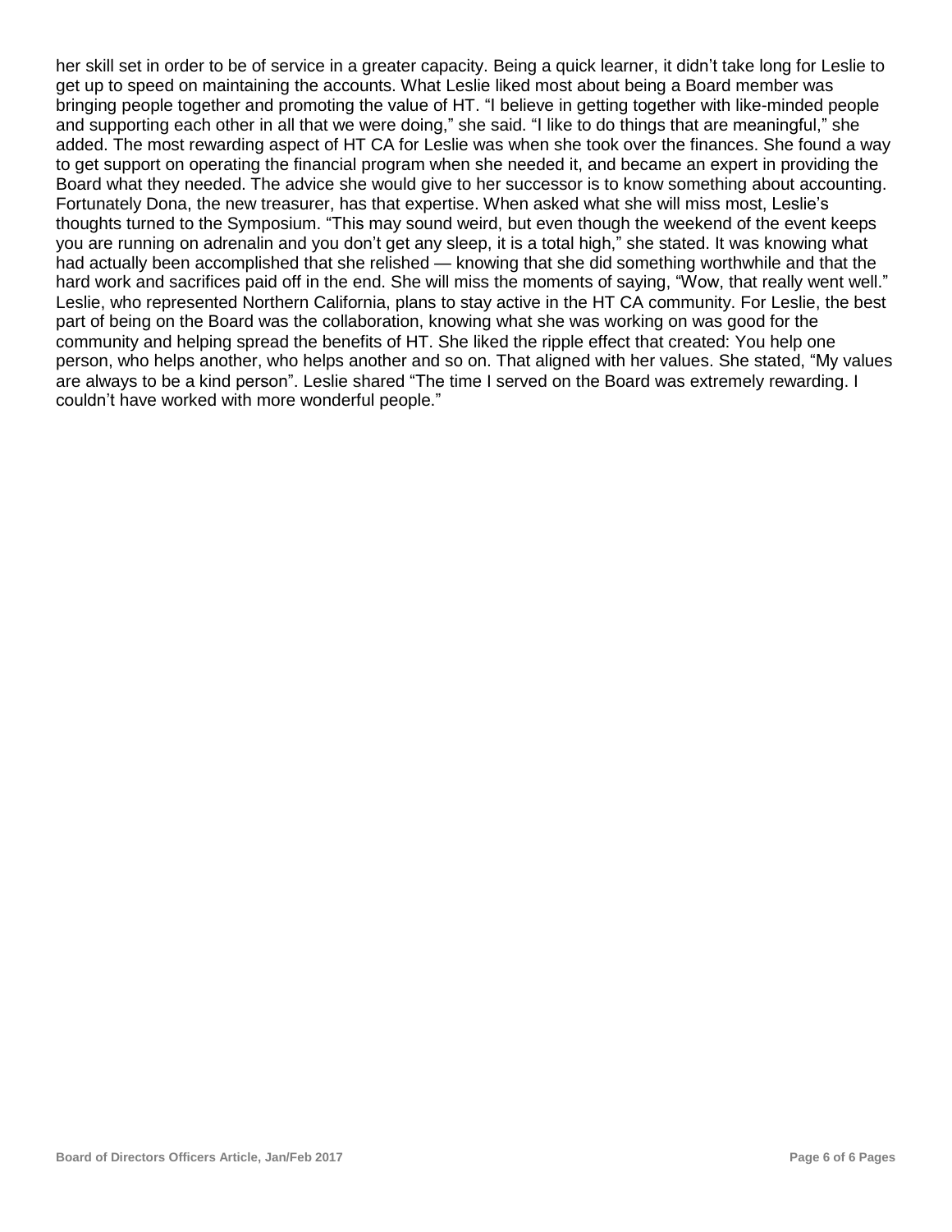her skill set in order to be of service in a greater capacity. Being a quick learner, it didn't take long for Leslie to get up to speed on maintaining the accounts. What Leslie liked most about being a Board member was bringing people together and promoting the value of HT. "I believe in getting together with like-minded people and supporting each other in all that we were doing," she said. "I like to do things that are meaningful," she added. The most rewarding aspect of HT CA for Leslie was when she took over the finances. She found a way to get support on operating the financial program when she needed it, and became an expert in providing the Board what they needed. The advice she would give to her successor is to know something about accounting. Fortunately Dona, the new treasurer, has that expertise. When asked what she will miss most, Leslie's thoughts turned to the Symposium. "This may sound weird, but even though the weekend of the event keeps you are running on adrenalin and you don't get any sleep, it is a total high," she stated. It was knowing what had actually been accomplished that she relished — knowing that she did something worthwhile and that the hard work and sacrifices paid off in the end. She will miss the moments of saying, "Wow, that really went well." Leslie, who represented Northern California, plans to stay active in the HT CA community. For Leslie, the best part of being on the Board was the collaboration, knowing what she was working on was good for the community and helping spread the benefits of HT. She liked the ripple effect that created: You help one person, who helps another, who helps another and so on. That aligned with her values. She stated, "My values are always to be a kind person". Leslie shared "The time I served on the Board was extremely rewarding. I couldn't have worked with more wonderful people."